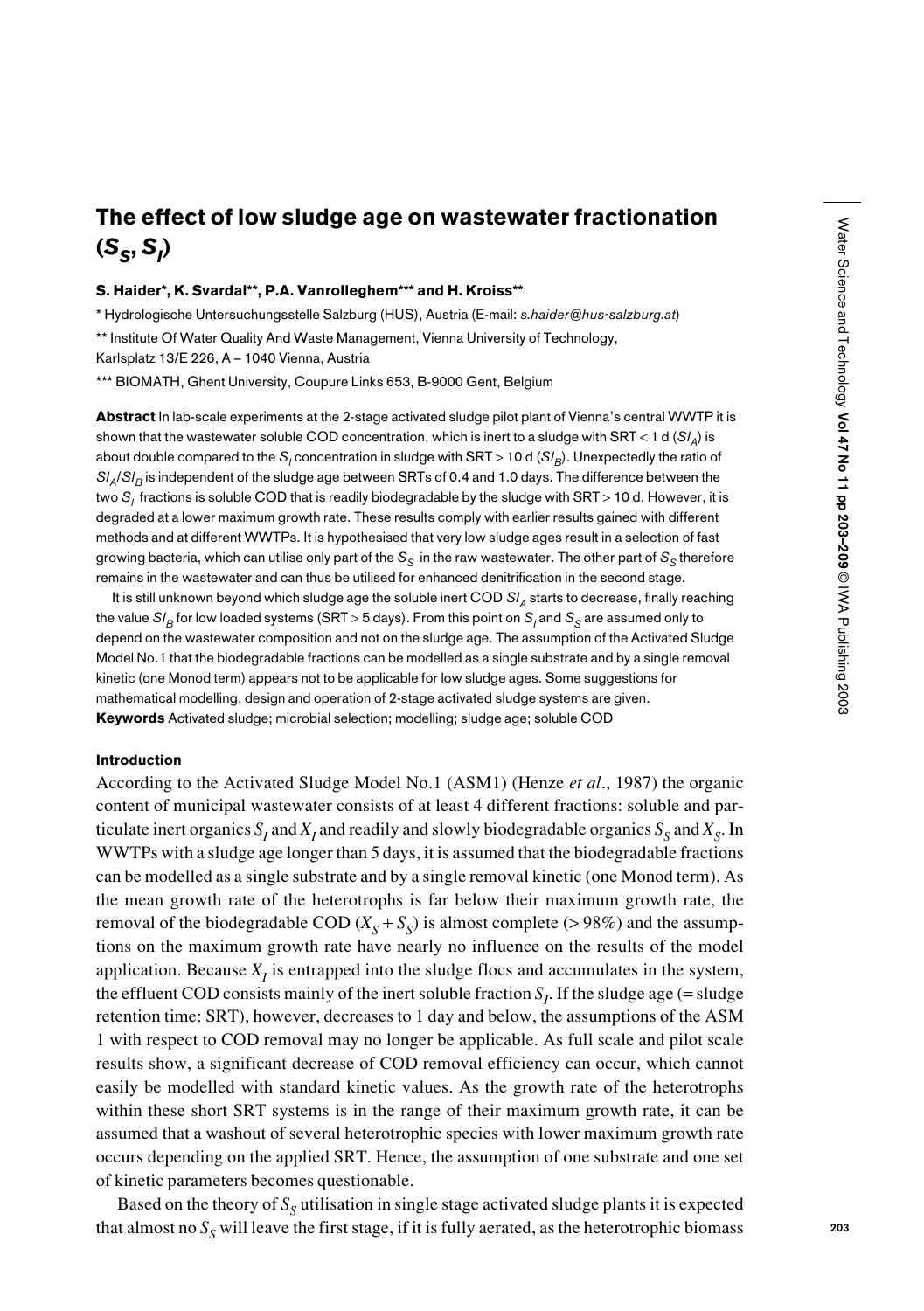# The effect of low sludge age on wastewater fractionation ($S_S$, $S_I$)

**S. Haider*, K. Svardal**, P.A. Vanrolleghem*** and H. Kroiss****

\* Hydrologische Untersuchungsstelle Salzburg (HUS), Austria (E-mail: *s.haider@hus-salzburg.at*)

\** Institute Of Water Quality And Waste Management, Vienna University of Technology, Karlsplatz 13/E 226, A – 1040 Vienna, Austria

\*** BIOMATH, Ghent University, Coupure Links 653, B-9000 Gent, Belgium

**Abstract** In lab-scale experiments at the 2-stage activated sludge pilot plant of Vienna's central WWTP it is shown that the wastewater soluble COD concentration, which is inert to a sludge with SRT < 1 d ($SI_A$) is about double compared to the $S_I$ concentration in sludge with SRT > 10 d ($SI_B$). Unexpectedly the ratio of $SI_A/SI_B$ is independent of the sludge age between SRTs of 0.4 and 1.0 days. The difference between the two $S_I$ fractions is soluble COD that is readily biodegradable by the sludge with SRT > 10 d. However, it is degraded at a lower maximum growth rate. These results comply with earlier results gained with different methods and at different WWTPs. It is hypothesised that very low sludge ages result in a selection of fast growing bacteria, which can utilise only part of the $S_S$ in the raw wastewater. The other part of $S_S$ therefore remains in the wastewater and can thus be utilised for enhanced denitrification in the second stage.

It is still unknown beyond which sludge age the soluble inert COD $SI_A$ starts to decrease, finally reaching the value $SI_B$ for low loaded systems (SRT > 5 days). From this point on $S_I$ and $S_S$ are assumed only to depend on the wastewater composition and not on the sludge age. The assumption of the Activated Sludge Model No.1 that the biodegradable fractions can be modelled as a single substrate and by a single removal kinetic (one Monod term) appears not to be applicable for low sludge ages. Some suggestions for mathematical modelling, design and operation of 2-stage activated sludge systems are given.

**Keywords** Activated sludge; microbial selection; modelling; sludge age; soluble COD

## Introduction

According to the Activated Sludge Model No.1 (ASM1) (Henze *et al.*, 1987) the organic content of municipal wastewater consists of at least 4 different fractions: soluble and particulate inert organics $S_I$ and $X_I$ and readily and slowly biodegradable organics $S_S$ and $X_S$. In WWTPs with a sludge age longer than 5 days, it is assumed that the biodegradable fractions can be modelled as a single substrate and by a single removal kinetic (one Monod term). As the mean growth rate of the heterotrophs is far below their maximum growth rate, the removal of the biodegradable COD ($X_S + S_S$) is almost complete (> 98%) and the assumptions on the maximum growth rate have nearly no influence on the results of the model application. Because $X_I$ is entrapped into the sludge flocs and accumulates in the system, the effluent COD consists mainly of the inert soluble fraction $S_I$. If the sludge age (= sludge retention time: SRT), however, decreases to 1 day and below, the assumptions of the ASM 1 with respect to COD removal may no longer be applicable. As full scale and pilot scale results show, a significant decrease of COD removal efficiency can occur, which cannot easily be modelled with standard kinetic values. As the growth rate of the heterotrophs within these short SRT systems is in the range of their maximum growth rate, it can be assumed that a washout of several heterotrophic species with lower maximum growth rate occurs depending on the applied SRT. Hence, the assumption of one substrate and one set of kinetic parameters becomes questionable.

Based on the theory of $S_S$ utilisation in single stage activated sludge plants it is expected that almost no $S_S$ will leave the first stage, if it is fully aerated, as the heterotrophic biomass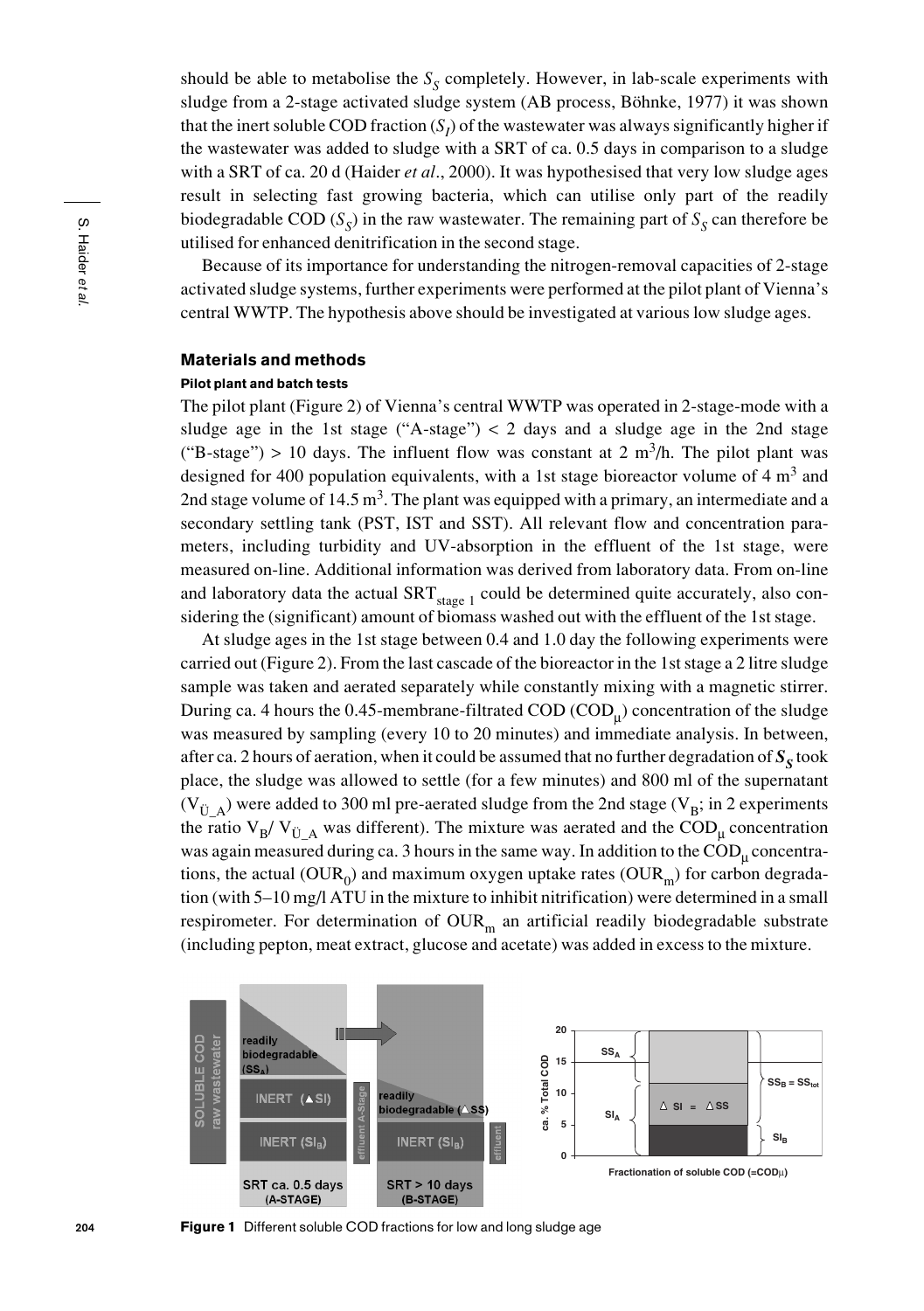should be able to metabolise the $S_S$ completely. However, in lab-scale experiments with sludge from a 2-stage activated sludge system (AB process, Böhnke, 1977) it was shown that the inert soluble COD fraction ($S_I$) of the wastewater was always significantly higher if the wastewater was added to sludge with a SRT of ca. 0.5 days in comparison to a sludge with a SRT of ca. 20 d (Haider *et al*., 2000). It was hypothesised that very low sludge ages result in selecting fast growing bacteria, which can utilise only part of the readily biodegradable COD ($S_S$) in the raw wastewater. The remaining part of $S_S$ can therefore be utilised for enhanced denitrification in the second stage.

Because of its importance for understanding the nitrogen-removal capacities of 2-stage activated sludge systems, further experiments were performed at the pilot plant of Vienna's central WWTP. The hypothesis above should be investigated at various low sludge ages.

## Materials and methods

### Pilot plant and batch tests

The pilot plant (Figure 2) of Vienna's central WWTP was operated in 2-stage-mode with a sludge age in the 1st stage ("A-stage") < 2 days and a sludge age in the 2nd stage ("B-stage") > 10 days. The influent flow was constant at 2 $m^3$/h. The pilot plant was designed for 400 population equivalents, with a 1st stage bioreactor volume of 4 $m^3$ and 2nd stage volume of 14.5 $m^3$. The plant was equipped with a primary, an intermediate and a secondary settling tank (PST, IST and SST). All relevant flow and concentration parameters, including turbidity and UV-absorption in the effluent of the 1st stage, were measured on-line. Additional information was derived from laboratory data. From on-line and laboratory data the actual $SRT_{stage\ 1}$ could be determined quite accurately, also considering the (significant) amount of biomass washed out with the effluent of the 1st stage.

At sludge ages in the 1st stage between 0.4 and 1.0 day the following experiments were carried out (Figure 2). From the last cascade of the bioreactor in the 1st stage a 2 litre sludge sample was taken and aerated separately while constantly mixing with a magnetic stirrer. During ca. 4 hours the 0.45-membrane-filtrated COD ($COD_\mu$) concentration of the sludge was measured by sampling (every 10 to 20 minutes) and immediate analysis. In between, after ca. 2 hours of aeration, when it could be assumed that no further degradation of $S_S$ took place, the sludge was allowed to settle (for a few minutes) and 800 ml of the supernatant ($V_{Ü\_A}$) were added to 300 ml pre-aerated sludge from the 2nd stage ($V_B$; in 2 experiments the ratio $V_B$/ $V_{Ü\_A}$ was different). The mixture was aerated and the $COD_\mu$ concentration was again measured during ca. 3 hours in the same way. In addition to the $COD_\mu$ concentrations, the actual ($OUR_0$) and maximum oxygen uptake rates ($OUR_m$) for carbon degradation (with 5–10 mg/l ATU in the mixture to inhibit nitrification) were determined in a small respirometer. For determination of $OUR_m$ an artificial readily biodegradable substrate (including pepton, meat extract, glucose and acetate) was added in excess to the mixture.

**Figure 1** Different soluble COD fractions for low and long sludge age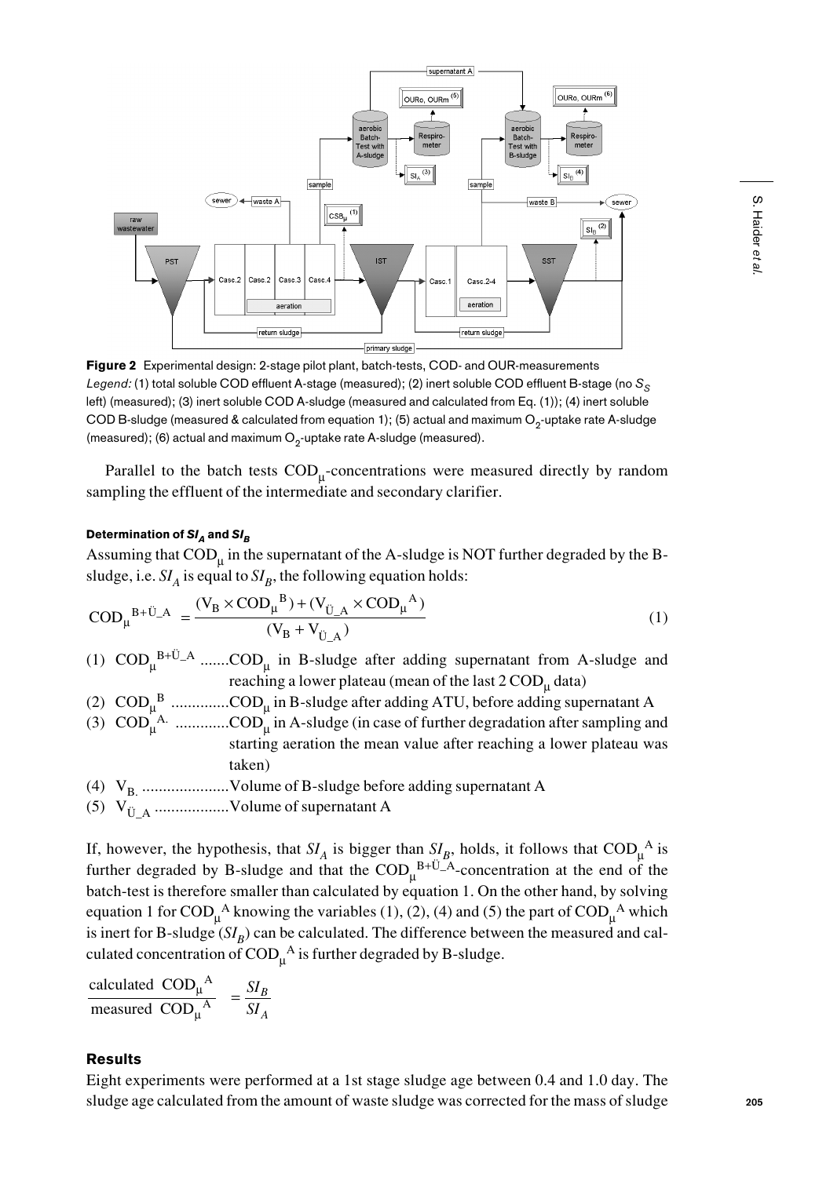**Figure 2** Experimental design: 2-stage pilot plant, batch-tests, COD- and OUR-measurements
*Legend:* (1) total soluble COD effluent A-stage (measured); (2) inert soluble COD effluent B-stage (no $S_S$ left) (measured); (3) inert soluble COD A-sludge (measured and calculated from Eq. (1)); (4) inert soluble COD B-sludge (measured & calculated from equation 1); (5) actual and maximum $O_2$-uptake rate A-sludge (measured); (6) actual and maximum $O_2$-uptake rate A-sludge (measured).

Parallel to the batch tests $COD_\mu$-concentrations were measured directly by random sampling the effluent of the intermediate and secondary clarifier.

#### Determination of $SI_A$ and $SI_B$

Assuming that $COD_\mu$ in the supernatant of the A-sludge is NOT further degraded by the B-sludge, i.e. $SI_A$ is equal to $SI_B$, the following equation holds:

$$COD_\mu^{B+\ddot{U}\_A} = \frac{(V_B \times COD_\mu{}^B) + (V_{\ddot{U}\_A} \times COD_\mu{}^A)}{(V_B + V_{\ddot{U}\_A})} \tag{1}$$

(1) $COD_\mu^{B+\ddot{U}\_A}$ .......$COD_\mu$ in B-sludge after adding supernatant from A-sludge and reaching a lower plateau (mean of the last 2 $COD_\mu$ data)
(2) $COD_\mu{}^B$ .............$COD_\mu$ in B-sludge after adding ATU, before adding supernatant A
(3) $COD_\mu{}^{A.}$ ............$COD_\mu$ in A-sludge (in case of further degradation after sampling and starting aeration the mean value after reaching a lower plateau was taken)
(4) $V_{B.}$ ....................Volume of B-sludge before adding supernatant A
(5) $V_{\ddot{U}\_A}$ .................Volume of supernatant A

If, however, the hypothesis, that $SI_A$ is bigger than $SI_B$, holds, it follows that $COD_\mu{}^A$ is further degraded by B-sludge and that the $COD_\mu{}^{B+\ddot{U}\_A}$-concentration at the end of the batch-test is therefore smaller than calculated by equation 1. On the other hand, by solving equation 1 for $COD_\mu{}^A$ knowing the variables (1), (2), (4) and (5) the part of $COD_\mu{}^A$ which is inert for B-sludge ($SI_B$) can be calculated. The difference between the measured and calculated concentration of $COD_\mu{}^A$ is further degraded by B-sludge.

$$\frac{\text{calculated } COD_\mu{}^A}{\text{measured } COD_\mu{}^A} = \frac{SI_B}{SI_A}$$

### Results

Eight experiments were performed at a 1st stage sludge age between 0.4 and 1.0 day. The sludge age calculated from the amount of waste sludge was corrected for the mass of sludge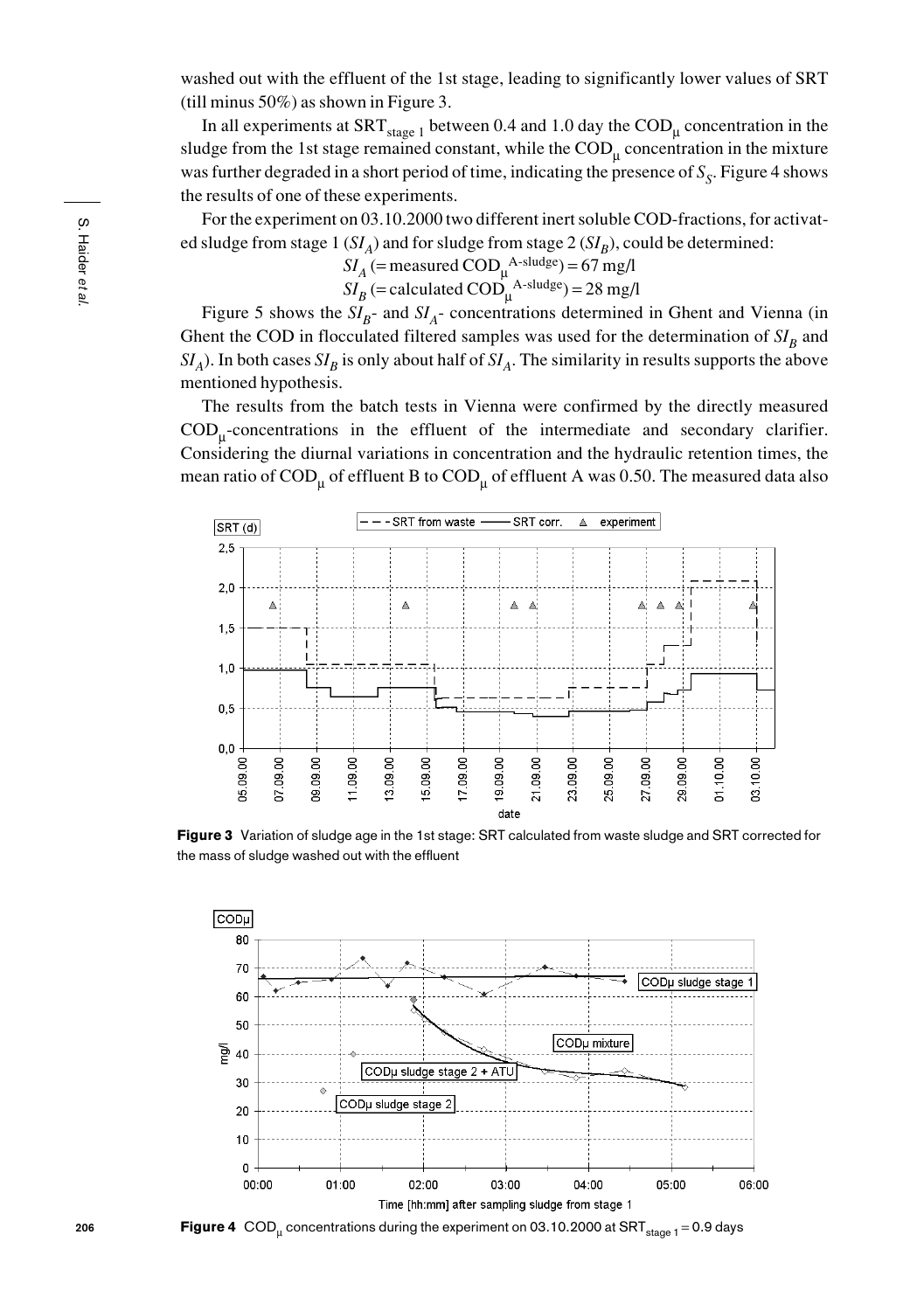washed out with the effluent of the 1st stage, leading to significantly lower values of SRT (till minus 50%) as shown in Figure 3.

In all experiments at $SRT_{stage\ 1}$ between 0.4 and 1.0 day the $COD_{\mu}$ concentration in the sludge from the 1st stage remained constant, while the $COD_{\mu}$ concentration in the mixture was further degraded in a short period of time, indicating the presence of $S_S$. Figure 4 shows the results of one of these experiments.

For the experiment on 03.10.2000 two different inert soluble COD-fractions, for activated sludge from stage 1 ($SI_A$) and for sludge from stage 2 ($SI_B$), could be determined:

$$SI_A \text{ (= measured } COD_{\mu}^{\text{A-sludge}}) = 67 \text{ mg/l}$$

$$SI_B \text{ (= calculated } COD_{\mu}^{\text{A-sludge}}) = 28 \text{ mg/l}$$

Figure 5 shows the $SI_B$- and $SI_A$- concentrations determined in Ghent and Vienna (in Ghent the COD in flocculated filtered samples was used for the determination of $SI_B$ and $SI_A$). In both cases $SI_B$ is only about half of $SI_A$. The similarity in results supports the above mentioned hypothesis.

The results from the batch tests in Vienna were confirmed by the directly measured $COD_{\mu}$-concentrations in the effluent of the intermediate and secondary clarifier. Considering the diurnal variations in concentration and the hydraulic retention times, the mean ratio of $COD_{\mu}$ of effluent B to $COD_{\mu}$ of effluent A was 0.50. The measured data also

**Figure 3** Variation of sludge age in the 1st stage: SRT calculated from waste sludge and SRT corrected for the mass of sludge washed out with the effluent

**Figure 4** $COD_{\mu}$ concentrations during the experiment on 03.10.2000 at $SRT_{stage\ 1} = 0.9$ days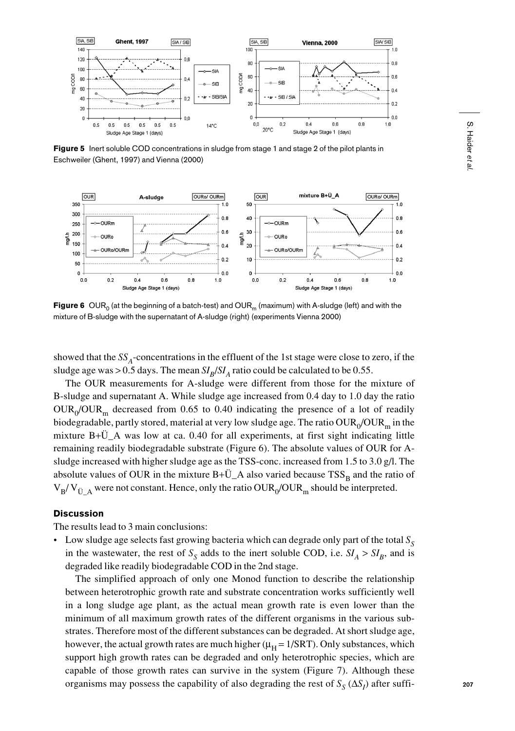Figure 5 Inert soluble COD concentrations in sludge from stage 1 and stage 2 of the pilot plants in Eschweiler (Ghent, 1997) and Vienna (2000)

Figure 6 $OUR_0$ (at the beginning of a batch-test) and $OUR_m$ (maximum) with A-sludge (left) and with the mixture of B-sludge with the supernatant of A-sludge (right) (experiments Vienna 2000)

showed that the $SS_A$-concentrations in the effluent of the 1st stage were close to zero, if the sludge age was > 0.5 days. The mean $SI_B/SI_A$ ratio could be calculated to be 0.55.

The OUR measurements for A-sludge were different from those for the mixture of B-sludge and supernatant A. While sludge age increased from 0.4 day to 1.0 day the ratio $OUR_0/OUR_m$ decreased from 0.65 to 0.40 indicating the presence of a lot of readily biodegradable, partly stored, material at very low sludge age. The ratio $OUR_0/OUR_m$ in the mixture B+Ü_A was low at ca. 0.40 for all experiments, at first sight indicating little remaining readily biodegradable substrate (Figure 6). The absolute values of OUR for A-sludge increased with higher sludge age as the TSS-conc. increased from 1.5 to 3.0 g/l. The absolute values of OUR in the mixture B+Ü_A also varied because $TSS_B$ and the ratio of $V_B/V_{Ü\_A}$ were not constant. Hence, only the ratio $OUR_0/OUR_m$ should be interpreted.

## Discussion

The results lead to 3 main conclusions:

- Low sludge age selects fast growing bacteria which can degrade only part of the total $S_S$ in the wastewater, the rest of $S_S$ adds to the inert soluble COD, i.e. $SI_A > SI_B$, and is degraded like readily biodegradable COD in the 2nd stage.

  The simplified approach of only one Monod function to describe the relationship between heterotrophic growth rate and substrate concentration works sufficiently well in a long sludge age plant, as the actual mean growth rate is even lower than the minimum of all maximum growth rates of the different organisms in the various substrates. Therefore most of the different substances can be degraded. At short sludge age, however, the actual growth rates are much higher ($\mu_H = 1/SRT$). Only substances, which support high growth rates can be degraded and only heterotrophic species, which are capable of those growth rates can survive in the system (Figure 7). Although these organisms may possess the capability of also degrading the rest of $S_S$ ($\Delta S_I$) after suffi-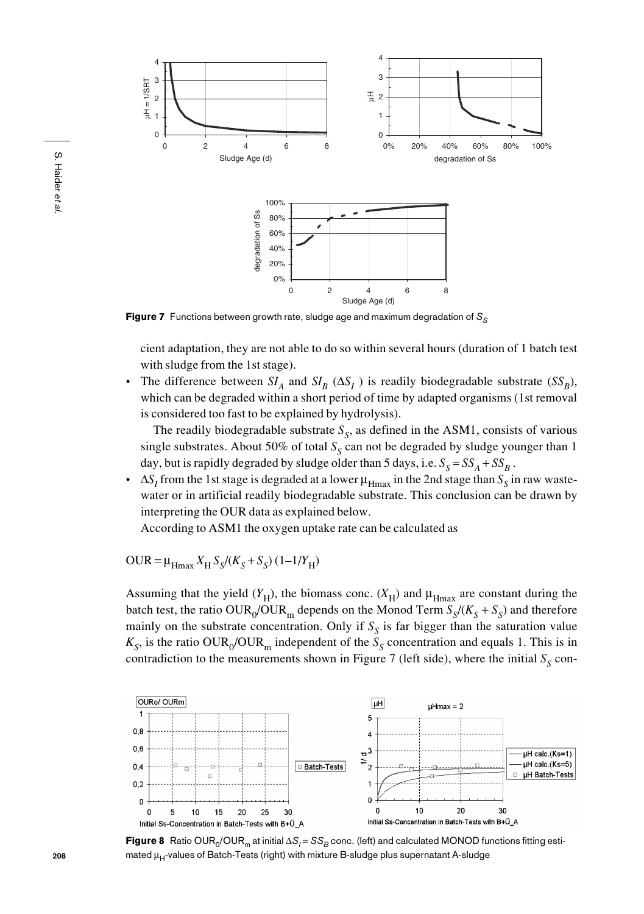**Figure 7** Functions between growth rate, sludge age and maximum degradation of $S_S$

cient adaptation, they are not able to do so within several hours (duration of 1 batch test with sludge from the 1st stage).

- The difference between $SI_A$ and $SI_B$ ($\Delta S_I$) is readily biodegradable substrate ($SS_B$), which can be degraded within a short period of time by adapted organisms (1st removal is considered too fast to be explained by hydrolysis).

  The readily biodegradable substrate $S_S$, as defined in the ASM1, consists of various single substrates. About 50% of total $S_S$ can not be degraded by sludge younger than 1 day, but is rapidly degraded by sludge older than 5 days, i.e. $S_S = SS_A + SS_B$.
- $\Delta S_I$ from the 1st stage is degraded at a lower $\mu_{\text{Hmax}}$ in the 2nd stage than $S_S$ in raw wastewater or in artificial readily biodegradable substrate. This conclusion can be drawn by interpreting the OUR data as explained below.

  According to ASM1 the oxygen uptake rate can be calculated as

$$\text{OUR} = \mu_{\text{Hmax}} X_\text{H} S_S/(K_S + S_S)\,(1\text{–}1/Y_\text{H})$$

Assuming that the yield ($Y_\text{H}$), the biomass conc. ($X_\text{H}$) and $\mu_{\text{Hmax}}$ are constant during the batch test, the ratio $\text{OUR}_0/\text{OUR}_\text{m}$ depends on the Monod Term $S_S/(K_S + S_S)$ and therefore mainly on the substrate concentration. Only if $S_S$ is far bigger than the saturation value $K_S$, is the ratio $\text{OUR}_0/\text{OUR}_\text{m}$ independent of the $S_S$ concentration and equals 1. This is in contradiction to the measurements shown in Figure 7 (left side), where the initial $S_S$ con-

**Figure 8** Ratio $\text{OUR}_0/\text{OUR}_\text{m}$ at initial $\Delta S_I = SS_B$ conc. (left) and calculated MONOD functions fitting estimated $\mu_\text{H}$-values of Batch-Tests (right) with mixture B-sludge plus supernatant A-sludge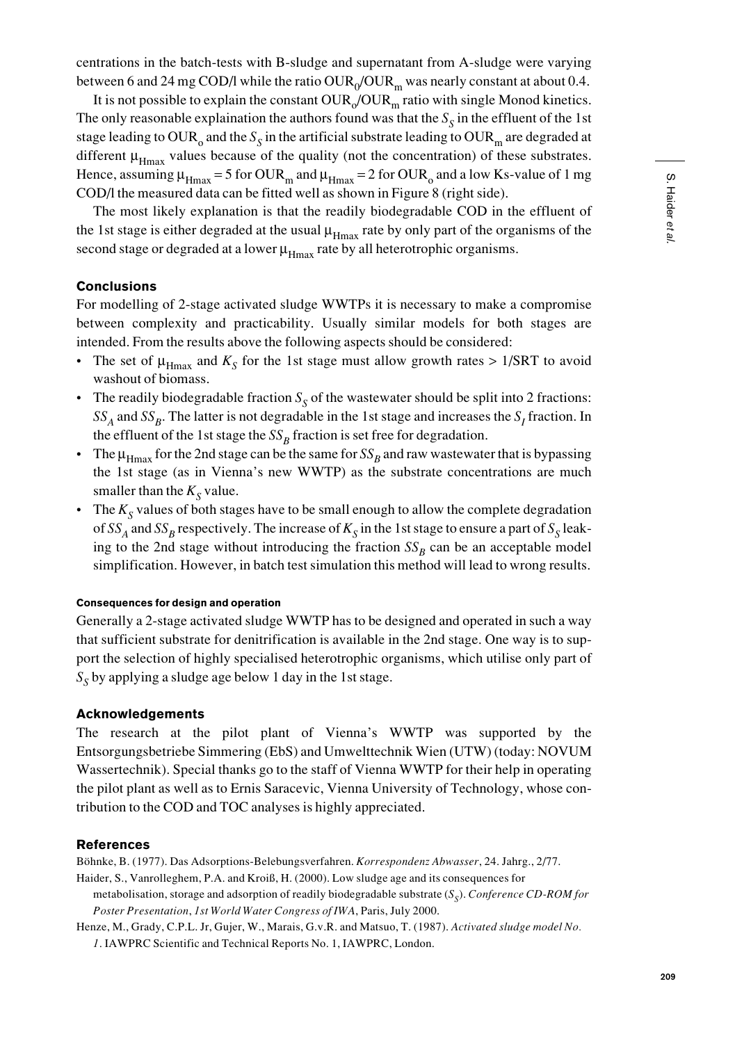centrations in the batch-tests with B-sludge and supernatant from A-sludge were varying between 6 and 24 mg COD/l while the ratio $OUR_0/OUR_m$ was nearly constant at about 0.4.

It is not possible to explain the constant $OUR_o/OUR_m$ ratio with single Monod kinetics. The only reasonable explaination the authors found was that the $S_S$ in the effluent of the 1st stage leading to $OUR_o$ and the $S_S$ in the artificial substrate leading to $OUR_m$ are degraded at different $\mu_{Hmax}$ values because of the quality (not the concentration) of these substrates. Hence, assuming $\mu_{Hmax} = 5$ for $OUR_m$ and $\mu_{Hmax} = 2$ for $OUR_o$ and a low Ks-value of 1 mg COD/l the measured data can be fitted well as shown in Figure 8 (right side).

The most likely explanation is that the readily biodegradable COD in the effluent of the 1st stage is either degraded at the usual $\mu_{Hmax}$ rate by only part of the organisms of the second stage or degraded at a lower $\mu_{Hmax}$ rate by all heterotrophic organisms.

## Conclusions

For modelling of 2-stage activated sludge WWTPs it is necessary to make a compromise between complexity and practicability. Usually similar models for both stages are intended. From the results above the following aspects should be considered:

- The set of $\mu_{Hmax}$ and $K_S$ for the 1st stage must allow growth rates > 1/SRT to avoid washout of biomass.
- The readily biodegradable fraction $S_S$ of the wastewater should be split into 2 fractions: $SS_A$ and $SS_B$. The latter is not degradable in the 1st stage and increases the $S_I$ fraction. In the effluent of the 1st stage the $SS_B$ fraction is set free for degradation.
- The $\mu_{Hmax}$ for the 2nd stage can be the same for $SS_B$ and raw wastewater that is bypassing the 1st stage (as in Vienna's new WWTP) as the substrate concentrations are much smaller than the $K_S$ value.
- The $K_S$ values of both stages have to be small enough to allow the complete degradation of $SS_A$ and $SS_B$ respectively. The increase of $K_S$ in the 1st stage to ensure a part of $S_S$ leaking to the 2nd stage without introducing the fraction $SS_B$ can be an acceptable model simplification. However, in batch test simulation this method will lead to wrong results.

### Consequences for design and operation

Generally a 2-stage activated sludge WWTP has to be designed and operated in such a way that sufficient substrate for denitrification is available in the 2nd stage. One way is to support the selection of highly specialised heterotrophic organisms, which utilise only part of $S_S$ by applying a sludge age below 1 day in the 1st stage.

## Acknowledgements

The research at the pilot plant of Vienna's WWTP was supported by the Entsorgungsbetriebe Simmering (EbS) and Umwelttechnik Wien (UTW) (today: NOVUM Wassertechnik). Special thanks go to the staff of Vienna WWTP for their help in operating the pilot plant as well as to Ernis Saracevic, Vienna University of Technology, whose contribution to the COD and TOC analyses is highly appreciated.

## References

Böhnke, B. (1977). Das Adsorptions-Belebungsverfahren. *Korrespondenz Abwasser*, 24. Jahrg., 2/77.

Haider, S., Vanrolleghem, P.A. and Kroiß, H. (2000). Low sludge age and its consequences for metabolisation, storage and adsorption of readily biodegradable substrate ($S_S$). *Conference CD-ROM for Poster Presentation, 1st World Water Congress of IWA*, Paris, July 2000.

Henze, M., Grady, C.P.L. Jr, Gujer, W., Marais, G.v.R. and Matsuo, T. (1987). *Activated sludge model No. 1*. IAWPRC Scientific and Technical Reports No. 1, IAWPRC, London.